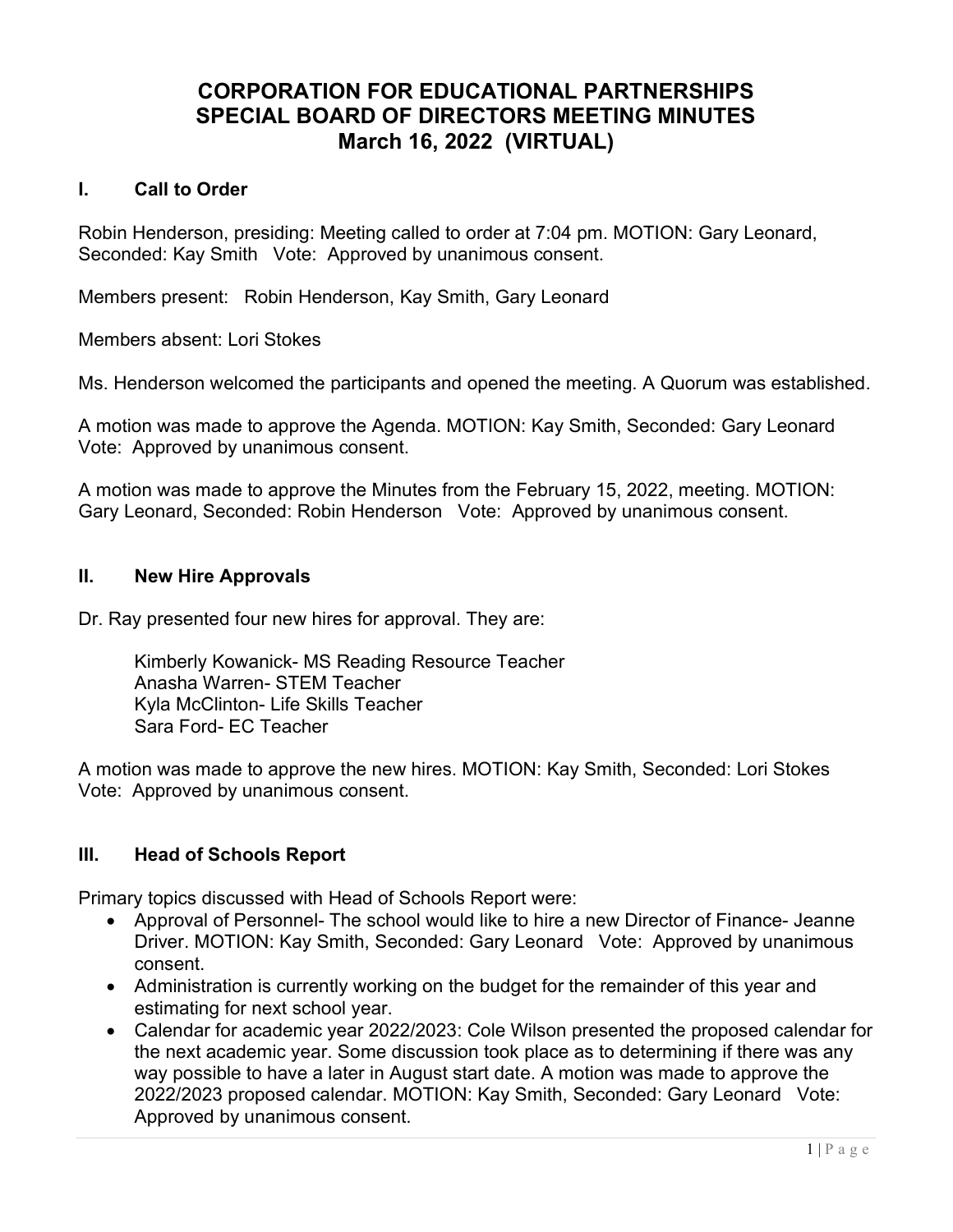# CORPORATION FOR EDUCATIONAL PARTNERSHIPS
# SPECIAL BOARD OF DIRECTORS MEETING MINUTES
# March 16, 2022 (VIRTUAL)

## I. Call to Order

Robin Henderson, presiding: Meeting called to order at 7:04 pm. MOTION: Gary Leonard, Seconded: Kay Smith Vote: Approved by unanimous consent.

Members present: Robin Henderson, Kay Smith, Gary Leonard

Members absent: Lori Stokes

Ms. Henderson welcomed the participants and opened the meeting. A Quorum was established.

A motion was made to approve the Agenda. MOTION: Kay Smith, Seconded: Gary Leonard Vote: Approved by unanimous consent.

A motion was made to approve the Minutes from the February 15, 2022, meeting. MOTION: Gary Leonard, Seconded: Robin Henderson Vote: Approved by unanimous consent.

## II. New Hire Approvals

Dr. Ray presented four new hires for approval. They are:

Kimberly Kowanick- MS Reading Resource Teacher
Anasha Warren- STEM Teacher
Kyla McClinton- Life Skills Teacher
Sara Ford- EC Teacher

A motion was made to approve the new hires. MOTION: Kay Smith, Seconded: Lori Stokes Vote: Approved by unanimous consent.

## III. Head of Schools Report

Primary topics discussed with Head of Schools Report were:

- Approval of Personnel- The school would like to hire a new Director of Finance- Jeanne Driver. MOTION: Kay Smith, Seconded: Gary Leonard Vote: Approved by unanimous consent.
- Administration is currently working on the budget for the remainder of this year and estimating for next school year.
- Calendar for academic year 2022/2023: Cole Wilson presented the proposed calendar for the next academic year. Some discussion took place as to determining if there was any way possible to have a later in August start date. A motion was made to approve the 2022/2023 proposed calendar. MOTION: Kay Smith, Seconded: Gary Leonard Vote: Approved by unanimous consent.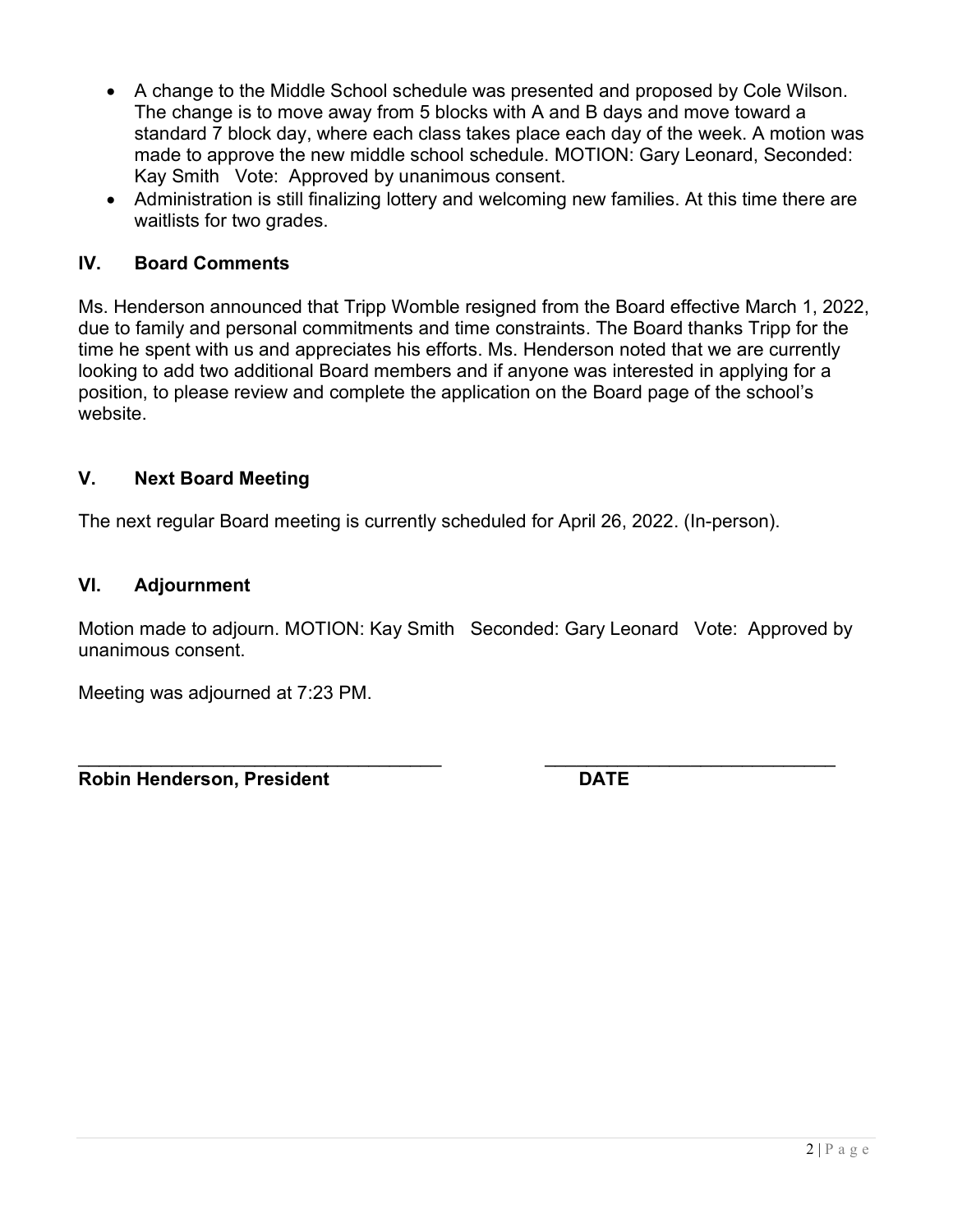- A change to the Middle School schedule was presented and proposed by Cole Wilson. The change is to move away from 5 blocks with A and B days and move toward a standard 7 block day, where each class takes place each day of the week. A motion was made to approve the new middle school schedule. MOTION: Gary Leonard, Seconded: Kay Smith Vote: Approved by unanimous consent.
- Administration is still finalizing lottery and welcoming new families. At this time there are waitlists for two grades.

## IV. Board Comments

Ms. Henderson announced that Tripp Womble resigned from the Board effective March 1, 2022, due to family and personal commitments and time constraints. The Board thanks Tripp for the time he spent with us and appreciates his efforts. Ms. Henderson noted that we are currently looking to add two additional Board members and if anyone was interested in applying for a position, to please review and complete the application on the Board page of the school's website.

## V. Next Board Meeting

The next regular Board meeting is currently scheduled for April 26, 2022. (In-person).

## VI. Adjournment

Motion made to adjourn. MOTION: Kay Smith Seconded: Gary Leonard Vote: Approved by unanimous consent.

Meeting was adjourned at 7:23 PM.

\_\_\_\_\_\_\_\_\_\_\_\_\_\_\_\_\_\_\_\_\_\_\_\_\_\_\_\_\_\_\_\_\_\_\_\_ \_\_\_\_\_\_\_\_\_\_\_\_\_\_\_\_\_\_\_\_\_\_\_\_\_\_\_\_\_\_

**Robin Henderson, President** **DATE**